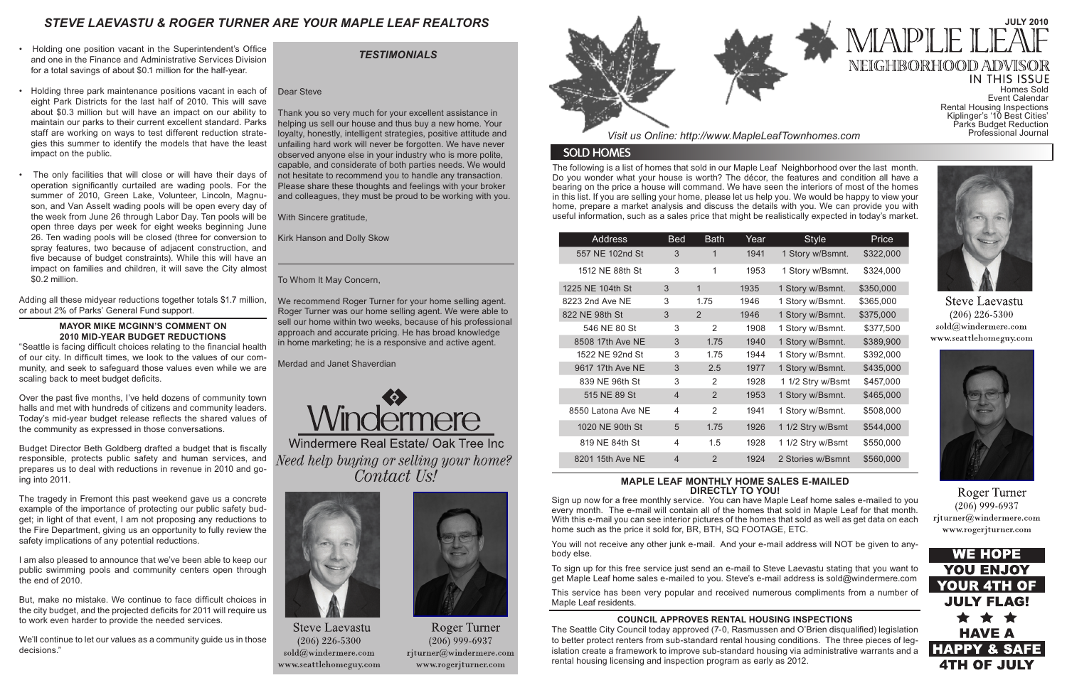# STEVE LAEVASTU & ROGER TURNER ARE YOUR MAPLE LEAF REALTORS

- Holding one position vacant in the Superintendent's Office and one in the Finance and Administrative Services Division for a total savings of about $0.1 million for the half-year.
- Holding three park maintenance positions vacant in each of eight Park Districts for the last half of 2010. This will save about $0.3 million but will have an impact on our ability to maintain our parks to their current excellent standard. Parks staff are working on ways to test different reduction strategies this summer to identify the models that have the least impact on the public.
- The only facilities that will close or will have their days of operation significantly curtailed are wading pools. For the summer of 2010, Green Lake, Volunteer, Lincoln, Magnuson, and Van Asselt wading pools will be open every day of the week from June 26 through Labor Day. Ten pools will be open three days per week for eight weeks beginning June 26. Ten wading pools will be closed (three for conversion to spray features, two because of adjacent construction, and five because of budget constraints). While this will have an impact on families and children, it will save the City almost $0.2 million.

Adding all these midyear reductions together totals $1.7 million, or about 2% of Parks' General Fund support.

### MAYOR MIKE MCGINN'S COMMENT ON 2010 MID-YEAR BUDGET REDUCTIONS

"Seattle is facing difficult choices relating to the financial health of our city. In difficult times, we look to the values of our community, and seek to safeguard those values even while we are scaling back to meet budget deficits.

Over the past five months, I've held dozens of community town halls and met with hundreds of citizens and community leaders. Today's mid-year budget release reflects the shared values of the community as expressed in those conversations.

Budget Director Beth Goldberg drafted a budget that is fiscally responsible, protects public safety and human services, and prepares us to deal with reductions in revenue in 2010 and going into 2011.

The tragedy in Fremont this past weekend gave us a concrete example of the importance of protecting our public safety budget; in light of that event, I am not proposing any reductions to the Fire Department, giving us an opportunity to fully review the safety implications of any potential reductions.

I am also pleased to announce that we've been able to keep our public swimming pools and community centers open through the end of 2010.

But, make no mistake. We continue to face difficult choices in the city budget, and the projected deficits for 2011 will require us to work even harder to provide the needed services.

We'll continue to let our values as a community guide us in those decisions."

## *TESTIMONIALS*

Dear Steve

Thank you so very much for your excellent assistance in helping us sell our house and thus buy a new home. Your loyalty, honestly, intelligent strategies, positive attitude and unfailing hard work will never be forgotten. We have never observed anyone else in your industry who is more polite, capable, and considerate of both parties needs. We would not hesitate to recommend you to handle any transaction. Please share these thoughts and feelings with your broker and colleagues, they must be proud to be working with you.

With Sincere gratitude,

Kirk Hanson and Dolly Skow

---

To Whom It May Concern,

We recommend Roger Turner for your home selling agent. Roger Turner was our home selling agent. We were able to sell our home within two weeks, because of his professional approach and accurate pricing. He has broad knowledge in home marketing; he is a responsive and active agent.

Merdad and Janet Shaverdian

Windermere

Windermere Real Estate/ Oak Tree Inc

*Need help buying or selling your home? Contact Us!*

Steve Laevastu
(206) 226-5300
sold@windermere.com
www.seattlehomeguy.com

Roger Turner
(206) 999-6937
rjturner@windermere.com
www.rogerjturner.com

# MAPLE LEAF NEIGHBORHOOD ADVISOR

**JULY 2010**

IN THIS ISSUE
Homes Sold
Event Calendar
Rental Housing Inspections
Kiplinger's '10 Best Cities'
Parks Budget Reduction
Professional Journal

*Visit us Online: http://www.MapleLeafTownhomes.com*

## SOLD HOMES

The following is a list of homes that sold in our Maple Leaf Neighborhood over the last month. Do you wonder what your house is worth? The décor, the features and condition all have a bearing on the price a house will command. We have seen the interiors of most of the homes in this list. If you are selling your home, please let us help you. We would be happy to view your home, prepare a market analysis and discuss the details with you. We can provide you with useful information, such as a sales price that might be realistically expected in today's market.

| Address | Bed | Bath | Year | Style | Price |
|---|---|---|---|---|---|
| 557 NE 102nd St | 3 | 1 | 1941 | 1 Story w/Bsmnt. | $322,000 |
| 1512 NE 88th St | 3 | 1 | 1953 | 1 Story w/Bsmnt. | $324,000 |
| 1225 NE 104th St | 3 | 1 | 1935 | 1 Story w/Bsmnt. | $350,000 |
| 8223 2nd Ave NE | 3 | 1.75 | 1946 | 1 Story w/Bsmnt. | $365,000 |
| 822 NE 98th St | 3 | 2 | 1946 | 1 Story w/Bsmnt. | $375,000 |
| 546 NE 80 St | 3 | 2 | 1908 | 1 Story w/Bsmnt. | $377,500 |
| 8508 17th Ave NE | 3 | 1.75 | 1940 | 1 Story w/Bsmnt. | $389,900 |
| 1522 NE 92nd St | 3 | 1.75 | 1944 | 1 Story w/Bsmnt. | $392,000 |
| 9617 17th Ave NE | 3 | 2.5 | 1977 | 1 Story w/Bsmnt. | $435,000 |
| 839 NE 96th St | 3 | 2 | 1928 | 1 1/2 Stry w/Bsmt | $457,000 |
| 515 NE 89 St | 4 | 2 | 1953 | 1 Story w/Bsmnt. | $465,000 |
| 8550 Latona Ave NE | 4 | 2 | 1941 | 1 Story w/Bsmnt. | $508,000 |
| 1020 NE 90th St | 5 | 1.75 | 1926 | 1 1/2 Stry w/Bsmt | $544,000 |
| 819 NE 84th St | 4 | 1.5 | 1928 | 1 1/2 Stry w/Bsmt | $550,000 |
| 8201 15th Ave NE | 4 | 2 | 1924 | 2 Stories w/Bsmnt | $560,000 |

### MAPLE LEAF MONTHLY HOME SALES E-MAILED DIRECTLY TO YOU!

Sign up now for a free monthly service. You can have Maple Leaf home sales e-mailed to you every month. The e-mail will contain all of the homes that sold in Maple Leaf for that month. With this e-mail you can see interior pictures of the homes that sold as well as get data on each home such as the price it sold for, BR, BTH, SQ FOOTAGE, ETC.

You will not receive any other junk e-mail. And your e-mail address will NOT be given to anybody else.

To sign up for this free service just send an e-mail to Steve Laevastu stating that you want to get Maple Leaf home sales e-mailed to you. Steve's e-mail address is sold@windermere.com

This service has been very popular and received numerous compliments from a number of Maple Leaf residents.

### COUNCIL APPROVES RENTAL HOUSING INSPECTIONS

The Seattle City Council today approved (7-0, Rasmussen and O'Brien disqualified) legislation to better protect renters from sub-standard rental housing conditions. The three pieces of legislation create a framework to improve sub-standard housing via administrative warrants and a rental housing licensing and inspection program as early as 2012.

Steve Laevastu
(206) 226-5300
sold@windermere.com
www.seattlehomeguy.com

Roger Turner
(206) 999-6937
rjturner@windermere.com
www.rogerjturner.com

**WE HOPE YOU ENJOY YOUR 4TH OF JULY FLAG!**

★ ★ ★

**HAVE A HAPPY & SAFE 4TH OF JULY**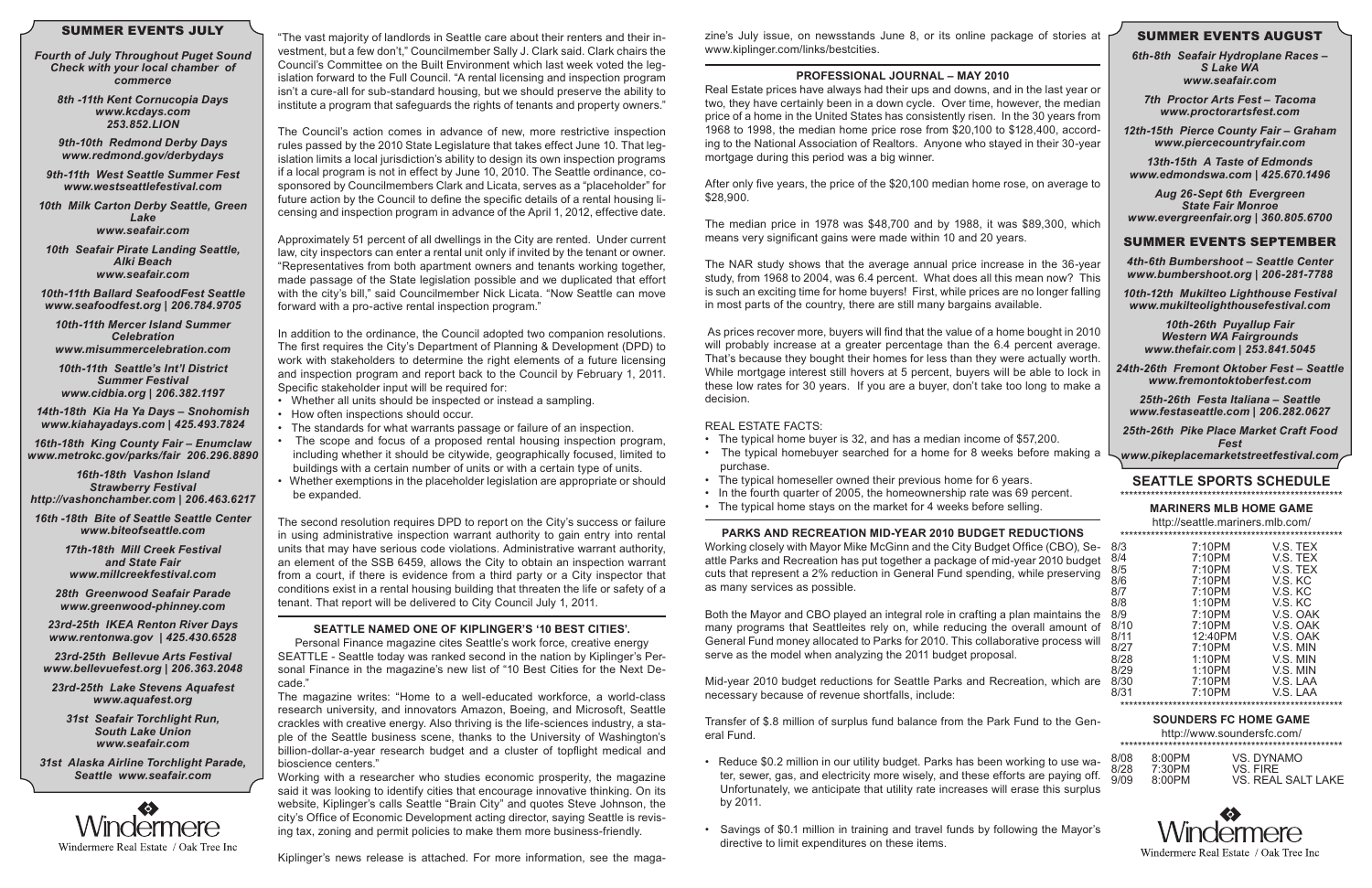## SUMMER EVENTS JULY

***Fourth of July Throughout Puget Sound Check with your local chamber of commerce***

***8th -11th Kent Cornucopia Days www.kcdays.com 253.852.LION***

***9th-10th Redmond Derby Days www.redmond.gov/derbydays***

***9th-11th West Seattle Summer Fest www.westseattlefestival.com***

***10th Milk Carton Derby Seattle, Green Lake www.seafair.com***

***10th Seafair Pirate Landing Seattle, Alki Beach www.seafair.com***

***10th-11th Ballard SeafoodFest Seattle www.seafoodfest.org | 206.784.9705***

***10th-11th Mercer Island Summer Celebration www.misummercelebration.com***

***10th-11th Seattle's Int'l District Summer Festival www.cidbia.org | 206.382.1197***

***14th-18th Kia Ha Ya Days – Snohomish www.kiahayadays.com | 425.493.7824***

***16th-18th King County Fair – Enumclaw www.metrokc.gov/parks/fair 206.296.8890***

***16th-18th Vashon Island Strawberry Festival http://vashonchamber.com | 206.463.6217***

***16th -18th Bite of Seattle Seattle Center www.biteofseattle.com***

***17th-18th Mill Creek Festival and State Fair www.millcreekfestival.com***

***28th Greenwood Seafair Parade www.greenwood-phinney.com***

***23rd-25th IKEA Renton River Days www.rentonwa.gov | 425.430.6528***

***23rd-25th Bellevue Arts Festival www.bellevuefest.org | 206.363.2048***

***23rd-25th Lake Stevens Aquafest www.aquafest.org***

***31st Seafair Torchlight Run, South Lake Union www.seafair.com***

***31st Alaska Airline Torchlight Parade, Seattle www.seafair.com***

Windermere Real Estate / Oak Tree Inc

"The vast majority of landlords in Seattle care about their renters and their investment, but a few don't," Councilmember Sally J. Clark said. Clark chairs the Council's Committee on the Built Environment which last week voted the legislation forward to the Full Council. "A rental licensing and inspection program isn't a cure-all for sub-standard housing, but we should preserve the ability to institute a program that safeguards the rights of tenants and property owners."

The Council's action comes in advance of new, more restrictive inspection rules passed by the 2010 State Legislature that takes effect June 10. That legislation limits a local jurisdiction's ability to design its own inspection programs if a local program is not in effect by June 10, 2010. The Seattle ordinance, cosponsored by Councilmembers Clark and Licata, serves as a "placeholder" for future action by the Council to define the specific details of a rental housing licensing and inspection program in advance of the April 1, 2012, effective date.

Approximately 51 percent of all dwellings in the City are rented. Under current law, city inspectors can enter a rental unit only if invited by the tenant or owner. "Representatives from both apartment owners and tenants working together, made passage of the State legislation possible and we duplicated that effort with the city's bill," said Councilmember Nick Licata. "Now Seattle can move forward with a pro-active rental inspection program."

In addition to the ordinance, the Council adopted two companion resolutions. The first requires the City's Department of Planning & Development (DPD) to work with stakeholders to determine the right elements of a future licensing and inspection program and report back to the Council by February 1, 2011. Specific stakeholder input will be required for:

- Whether all units should be inspected or instead a sampling.
- How often inspections should occur.
- The standards for what warrants passage or failure of an inspection.
- The scope and focus of a proposed rental housing inspection program, including whether it should be citywide, geographically focused, limited to buildings with a certain number of units or with a certain type of units.
- Whether exemptions in the placeholder legislation are appropriate or should be expanded.

The second resolution requires DPD to report on the City's success or failure in using administrative inspection warrant authority to gain entry into rental units that may have serious code violations. Administrative warrant authority, an element of the SSB 6459, allows the City to obtain an inspection warrant from a court, if there is evidence from a third party or a City inspector that conditions exist in a rental housing building that threaten the life or safety of a tenant. That report will be delivered to City Council July 1, 2011.

### SEATTLE NAMED ONE OF KIPLINGER'S '10 BEST CITIES'.

Personal Finance magazine cites Seattle's work force, creative energy SEATTLE - Seattle today was ranked second in the nation by Kiplinger's Personal Finance in the magazine's new list of "10 Best Cities for the Next Decade."

The magazine writes: "Home to a well-educated workforce, a world-class research university, and innovators Amazon, Boeing, and Microsoft, Seattle crackles with creative energy. Also thriving is the life-sciences industry, a staple of the Seattle business scene, thanks to the University of Washington's billion-dollar-a-year research budget and a cluster of topflight medical and bioscience centers."

Working with a researcher who studies economic prosperity, the magazine said it was looking to identify cities that encourage innovative thinking. On its website, Kiplinger's calls Seattle "Brain City" and quotes Steve Johnson, the city's Office of Economic Development acting director, saying Seattle is revising tax, zoning and permit policies to make them more business-friendly.

Kiplinger's news release is attached. For more information, see the magazine's July issue, on newsstands June 8, or its online package of stories at www.kiplinger.com/links/bestcities.

### PROFESSIONAL JOURNAL – MAY 2010

Real Estate prices have always had their ups and downs, and in the last year or two, they have certainly been in a down cycle. Over time, however, the median price of a home in the United States has consistently risen. In the 30 years from 1968 to 1998, the median home price rose from $20,100 to $128,400, according to the National Association of Realtors. Anyone who stayed in their 30-year mortgage during this period was a big winner.

After only five years, the price of the $20,100 median home rose, on average to $28,900.

The median price in 1978 was $48,700 and by 1988, it was $89,300, which means very significant gains were made within 10 and 20 years.

The NAR study shows that the average annual price increase in the 36-year study, from 1968 to 2004, was 6.4 percent. What does all this mean now? This is such an exciting time for home buyers! First, while prices are no longer falling in most parts of the country, there are still many bargains available.

As prices recover more, buyers will find that the value of a home bought in 2010 will probably increase at a greater percentage than the 6.4 percent average. That's because they bought their homes for less than they were actually worth. While mortgage interest still hovers at 5 percent, buyers will be able to lock in these low rates for 30 years. If you are a buyer, don't take too long to make a decision.

REAL ESTATE FACTS:

- The typical home buyer is 32, and has a median income of $57,200.
- The typical homebuyer searched for a home for 8 weeks before making a purchase.
- The typical homeseller owned their previous home for 6 years.
- In the fourth quarter of 2005, the homeownership rate was 69 percent.
- The typical home stays on the market for 4 weeks before selling.

### PARKS AND RECREATION MID-YEAR 2010 BUDGET REDUCTIONS

Working closely with Mayor Mike McGinn and the City Budget Office (CBO), Seattle Parks and Recreation has put together a package of mid-year 2010 budget cuts that represent a 2% reduction in General Fund spending, while preserving as many services as possible.

Both the Mayor and CBO played an integral role in crafting a plan maintains the many programs that Seattleites rely on, while reducing the overall amount of General Fund money allocated to Parks for 2010. This collaborative process will serve as the model when analyzing the 2011 budget proposal.

Mid-year 2010 budget reductions for Seattle Parks and Recreation, which are necessary because of revenue shortfalls, include:

Transfer of $.8 million of surplus fund balance from the Park Fund to the General Fund.

- Reduce $0.2 million in our utility budget. Parks has been working to use water, sewer, gas, and electricity more wisely, and these efforts are paying off. Unfortunately, we anticipate that utility rate increases will erase this surplus by 2011.
- Savings of $0.1 million in training and travel funds by following the Mayor's directive to limit expenditures on these items.

## SUMMER EVENTS AUGUST

***6th-8th Seafair Hydroplane Races – S Lake WA www.seafair.com***

***7th Proctor Arts Fest – Tacoma www.proctorartsfest.com***

***12th-15th Pierce County Fair – Graham www.piercecountryfair.com***

***13th-15th A Taste of Edmonds www.edmondswa.com | 425.670.1496***

***Aug 26-Sept 6th Evergreen State Fair Monroe www.evergreenfair.org | 360.805.6700***

## SUMMER EVENTS SEPTEMBER

***4th-6th Bumbershoot – Seattle Center www.bumbershoot.org | 206-281-7788***

***10th-12th Mukilteo Lighthouse Festival www.mukilteolighthousefestival.com***

***10th-26th Puyallup Fair Western WA Fairgrounds www.thefair.com | 253.841.5045***

***24th-26th Fremont Oktober Fest – Seattle www.fremontoktoberfest.com***

***25th-26th Festa Italiana – Seattle www.festaseattle.com | 206.282.0627***

***25th-26th Pike Place Market Craft Food Fest www.pikeplacemarketstreetfestival.com***

## SEATTLE SPORTS SCHEDULE

### MARINERS MLB HOME GAME

http://seattle.mariners.mlb.com/

| | | |
|---|---|---|
| 8/3 | 7:10PM | V.S. TEX |
| 8/4 | 7:10PM | V.S. TEX |
| 8/5 | 7:10PM | V.S. TEX |
| 8/6 | 7:10PM | V.S. KC |
| 8/7 | 7:10PM | V.S. KC |
| 8/8 | 1:10PM | V.S. KC |
| 8/9 | 7:10PM | V.S. OAK |
| 8/10 | 7:10PM | V.S. OAK |
| 8/11 | 12:40PM | V.S. OAK |
| 8/27 | 7:10PM | V.S. MIN |
| 8/28 | 1:10PM | V.S. MIN |
| 8/29 | 1:10PM | V.S. MIN |
| 8/30 | 7:10PM | V.S. LAA |
| 8/31 | 7:10PM | V.S. LAA |

### SOUNDERS FC HOME GAME

http://www.soundersfc.com/

| | | |
|---|---|---|
| 8/08 | 8:00PM | VS. DYNAMO |
| 8/28 | 7:30PM | VS. FIRE |
| 9/09 | 8:00PM | VS. REAL SALT LAKE |

Windermere Real Estate / Oak Tree Inc